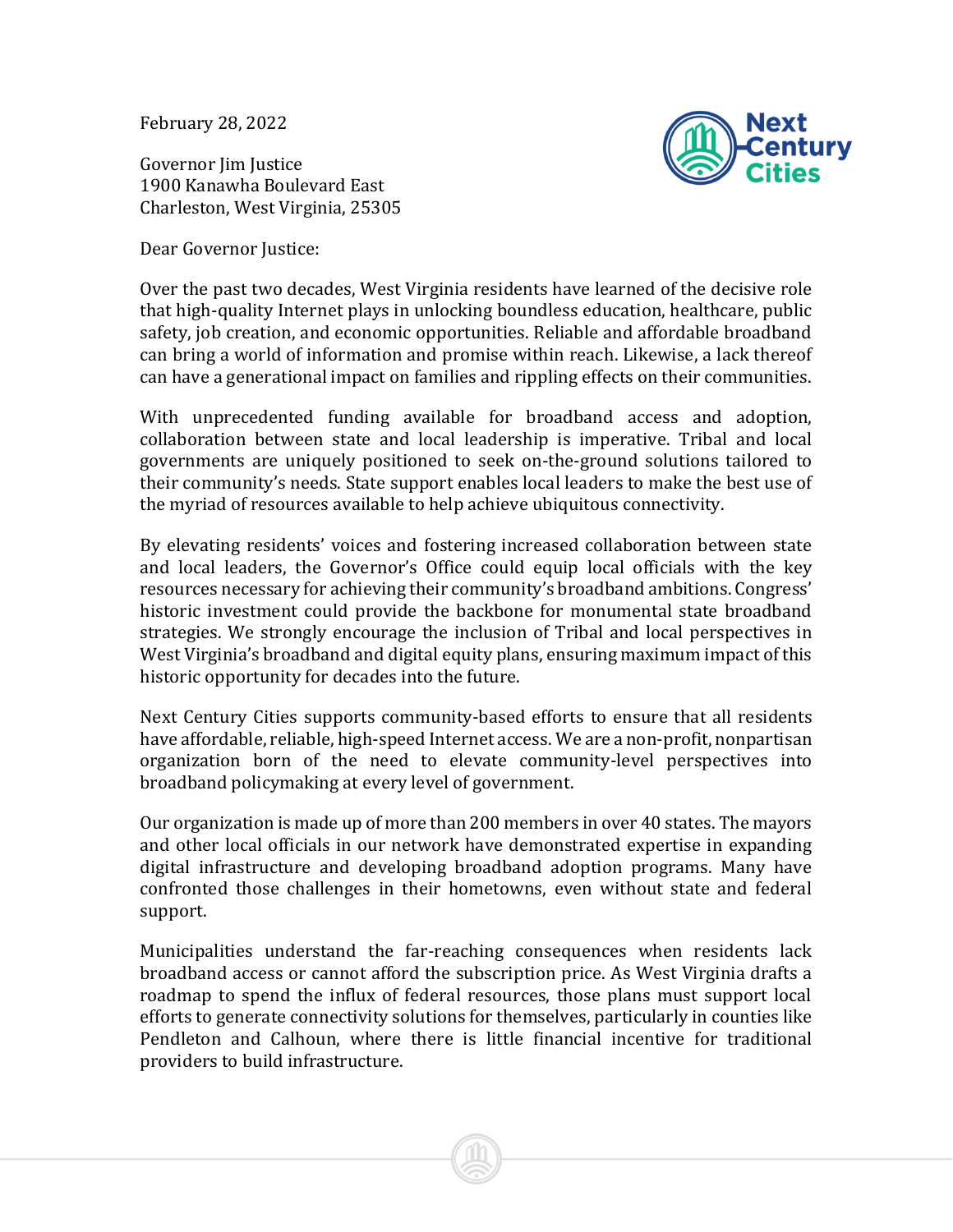February 28, 2022

Governor Jim Justice
1900 Kanawha Boulevard East
Charleston, West Virginia, 25305

Dear Governor Justice:

Over the past two decades, West Virginia residents have learned of the decisive role that high-quality Internet plays in unlocking boundless education, healthcare, public safety, job creation, and economic opportunities. Reliable and affordable broadband can bring a world of information and promise within reach. Likewise, a lack thereof can have a generational impact on families and rippling effects on their communities.

With unprecedented funding available for broadband access and adoption, collaboration between state and local leadership is imperative. Tribal and local governments are uniquely positioned to seek on-the-ground solutions tailored to their community's needs. State support enables local leaders to make the best use of the myriad of resources available to help achieve ubiquitous connectivity.

By elevating residents' voices and fostering increased collaboration between state and local leaders, the Governor's Office could equip local officials with the key resources necessary for achieving their community's broadband ambitions. Congress' historic investment could provide the backbone for monumental state broadband strategies. We strongly encourage the inclusion of Tribal and local perspectives in West Virginia's broadband and digital equity plans, ensuring maximum impact of this historic opportunity for decades into the future.

Next Century Cities supports community-based efforts to ensure that all residents have affordable, reliable, high-speed Internet access. We are a non-profit, nonpartisan organization born of the need to elevate community-level perspectives into broadband policymaking at every level of government.

Our organization is made up of more than 200 members in over 40 states. The mayors and other local officials in our network have demonstrated expertise in expanding digital infrastructure and developing broadband adoption programs. Many have confronted those challenges in their hometowns, even without state and federal support.

Municipalities understand the far-reaching consequences when residents lack broadband access or cannot afford the subscription price. As West Virginia drafts a roadmap to spend the influx of federal resources, those plans must support local efforts to generate connectivity solutions for themselves, particularly in counties like Pendleton and Calhoun, where there is little financial incentive for traditional providers to build infrastructure.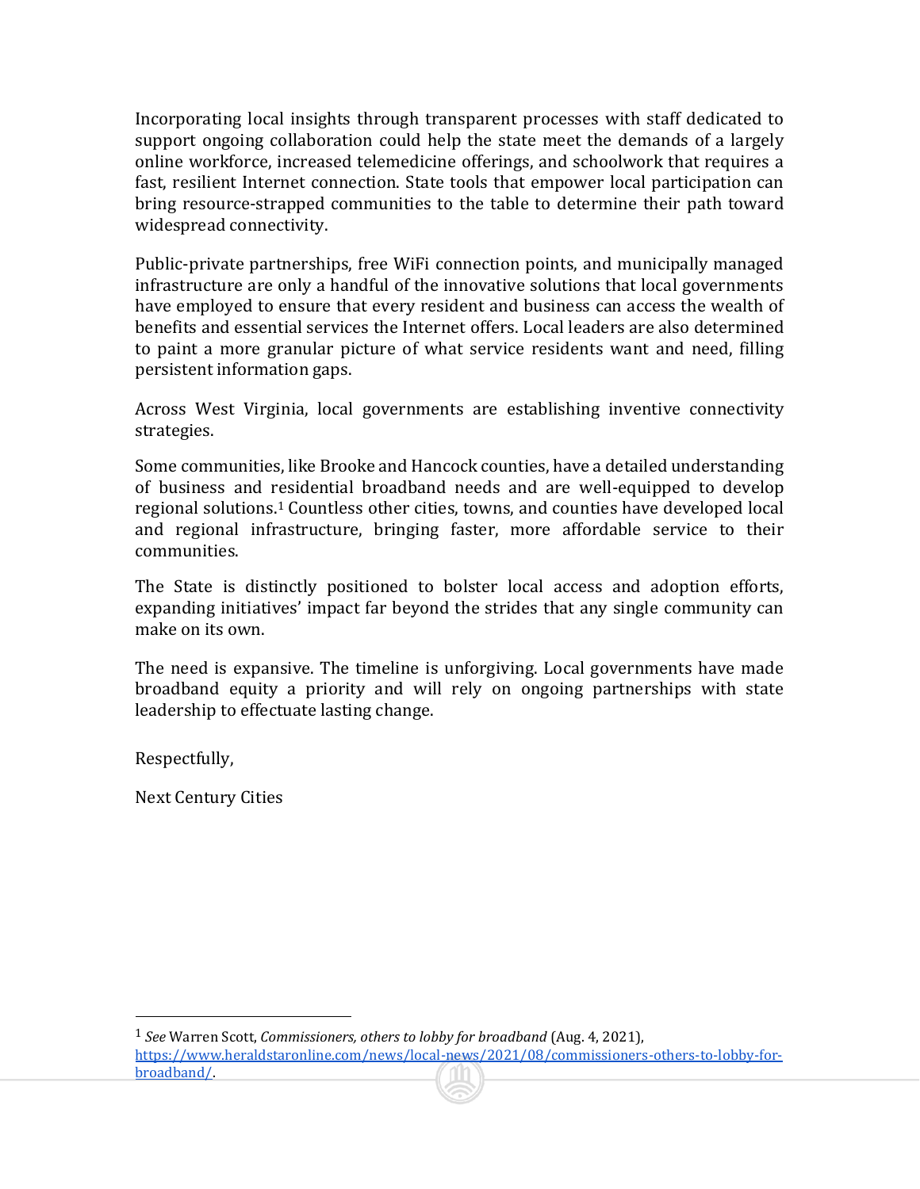Incorporating local insights through transparent processes with staff dedicated to support ongoing collaboration could help the state meet the demands of a largely online workforce, increased telemedicine offerings, and schoolwork that requires a fast, resilient Internet connection. State tools that empower local participation can bring resource-strapped communities to the table to determine their path toward widespread connectivity.

Public-private partnerships, free WiFi connection points, and municipally managed infrastructure are only a handful of the innovative solutions that local governments have employed to ensure that every resident and business can access the wealth of benefits and essential services the Internet offers. Local leaders are also determined to paint a more granular picture of what service residents want and need, filling persistent information gaps.

Across West Virginia, local governments are establishing inventive connectivity strategies.

Some communities, like Brooke and Hancock counties, have a detailed understanding of business and residential broadband needs and are well-equipped to develop regional solutions.[1] Countless other cities, towns, and counties have developed local and regional infrastructure, bringing faster, more affordable service to their communities.

The State is distinctly positioned to bolster local access and adoption efforts, expanding initiatives' impact far beyond the strides that any single community can make on its own.

The need is expansive. The timeline is unforgiving. Local governments have made broadband equity a priority and will rely on ongoing partnerships with state leadership to effectuate lasting change.

Respectfully,

Next Century Cities

---

[1] *See* Warren Scott, *Commissioners, others to lobby for broadband* (Aug. 4, 2021), https://www.heraldstaronline.com/news/local-news/2021/08/commissioners-others-to-lobby-for-broadband/.